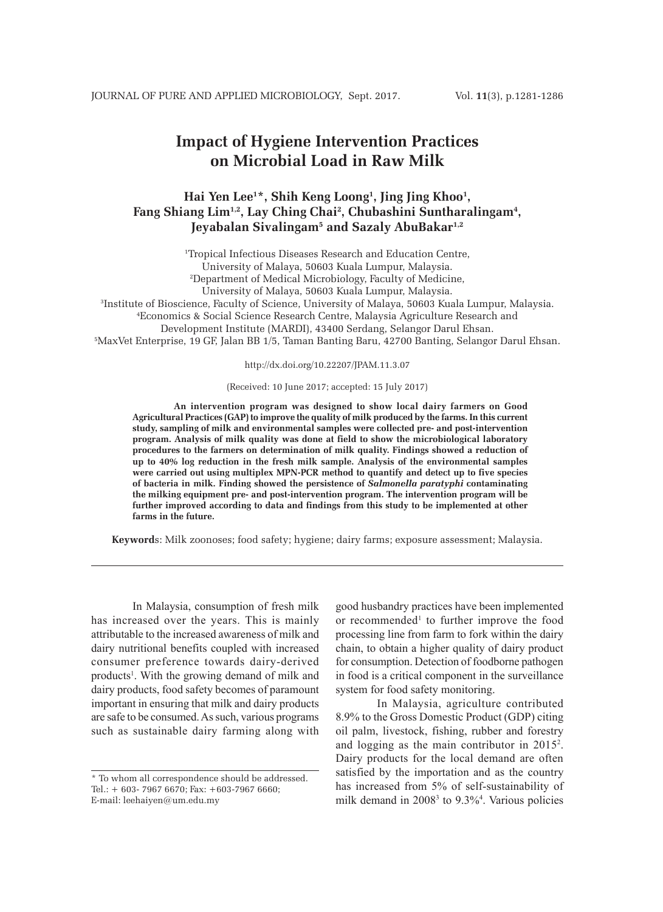# Impact of Hygiene Intervention Practices on Microbial Load in Raw Milk

**Hai Yen Lee[1]*, Shih Keng Loong[1], Jing Jing Khoo[1], Fang Shiang Lim[1,2], Lay Ching Chai[2], Chubashini Suntharalingam[4], Jeyabalan Sivalingam[5] and Sazaly AbuBakar[1,2]**

[1]Tropical Infectious Diseases Research and Education Centre, University of Malaya, 50603 Kuala Lumpur, Malaysia.
[2]Department of Medical Microbiology, Faculty of Medicine, University of Malaya, 50603 Kuala Lumpur, Malaysia.
[3]Institute of Bioscience, Faculty of Science, University of Malaya, 50603 Kuala Lumpur, Malaysia.
[4]Economics & Social Science Research Centre, Malaysia Agriculture Research and Development Institute (MARDI), 43400 Serdang, Selangor Darul Ehsan.
[5]MaxVet Enterprise, 19 GF, Jalan BB 1/5, Taman Banting Baru, 42700 Banting, Selangor Darul Ehsan.

http://dx.doi.org/10.22207/JPAM.11.3.07

(Received: 10 June 2017; accepted: 15 July 2017)

**An intervention program was designed to show local dairy farmers on Good Agricultural Practices (GAP) to improve the quality of milk produced by the farms. In this current study, sampling of milk and environmental samples were collected pre- and post-intervention program. Analysis of milk quality was done at field to show the microbiological laboratory procedures to the farmers on determination of milk quality. Findings showed a reduction of up to 40% log reduction in the fresh milk sample. Analysis of the environmental samples were carried out using multiplex MPN-PCR method to quantify and detect up to five species of bacteria in milk. Finding showed the persistence of *Salmonella paratyphi* contaminating the milking equipment pre- and post-intervention program. The intervention program will be further improved according to data and findings from this study to be implemented at other farms in the future.**

**Keywords**: Milk zoonoses; food safety; hygiene; dairy farms; exposure assessment; Malaysia.

---

In Malaysia, consumption of fresh milk has increased over the years. This is mainly attributable to the increased awareness of milk and dairy nutritional benefits coupled with increased consumer preference towards dairy-derived products[1]. With the growing demand of milk and dairy products, food safety becomes of paramount important in ensuring that milk and dairy products are safe to be consumed. As such, various programs such as sustainable dairy farming along with good husbandry practices have been implemented or recommended[1] to further improve the food processing line from farm to fork within the dairy chain, to obtain a higher quality of dairy product for consumption. Detection of foodborne pathogen in food is a critical component in the surveillance system for food safety monitoring.

In Malaysia, agriculture contributed 8.9% to the Gross Domestic Product (GDP) citing oil palm, livestock, fishing, rubber and forestry and logging as the main contributor in 2015[2]. Dairy products for the local demand are often satisfied by the importation and as the country has increased from 5% of self-sustainability of milk demand in 2008[3] to 9.3%[4]. Various policies

---

\* To whom all correspondence should be addressed.
Tel.: + 603- 7967 6670; Fax: +603-7967 6660;
E-mail: leehaiyen@um.edu.my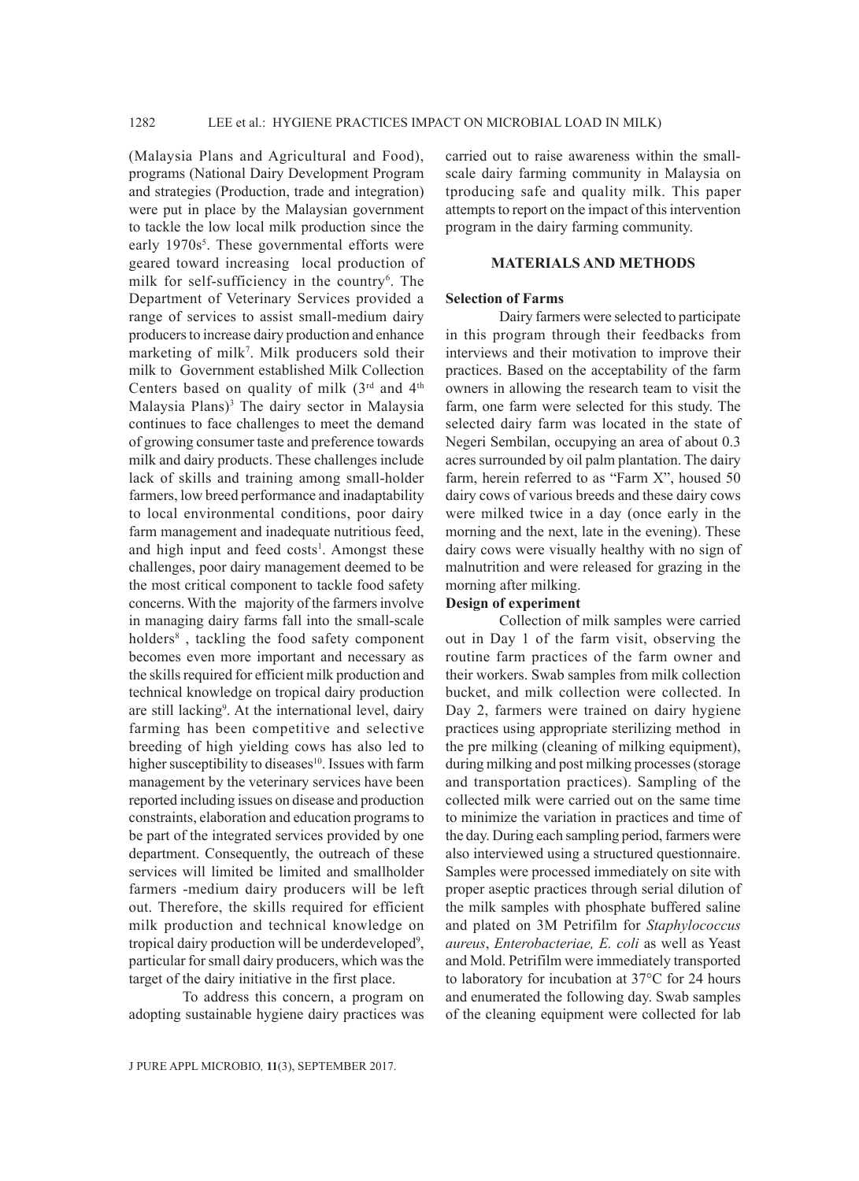(Malaysia Plans and Agricultural and Food), programs (National Dairy Development Program and strategies (Production, trade and integration) were put in place by the Malaysian government to tackle the low local milk production since the early 1970s[5]. These governmental efforts were geared toward increasing local production of milk for self-sufficiency in the country[6]. The Department of Veterinary Services provided a range of services to assist small-medium dairy producers to increase dairy production and enhance marketing of milk[7]. Milk producers sold their milk to Government established Milk Collection Centers based on quality of milk ($3^{rd}$ and $4^{th}$ Malaysia Plans)[3] The dairy sector in Malaysia continues to face challenges to meet the demand of growing consumer taste and preference towards milk and dairy products. These challenges include lack of skills and training among small-holder farmers, low breed performance and inadaptability to local environmental conditions, poor dairy farm management and inadequate nutritious feed, and high input and feed costs[1]. Amongst these challenges, poor dairy management deemed to be the most critical component to tackle food safety concerns. With the majority of the farmers involve in managing dairy farms fall into the small-scale holders[8] , tackling the food safety component becomes even more important and necessary as the skills required for efficient milk production and technical knowledge on tropical dairy production are still lacking[9]. At the international level, dairy farming has been competitive and selective breeding of high yielding cows has also led to higher susceptibility to diseases[10]. Issues with farm management by the veterinary services have been reported including issues on disease and production constraints, elaboration and education programs to be part of the integrated services provided by one department. Consequently, the outreach of these services will limited be limited and smallholder farmers -medium dairy producers will be left out. Therefore, the skills required for efficient milk production and technical knowledge on tropical dairy production will be underdeveloped[9], particular for small dairy producers, which was the target of the dairy initiative in the first place.

To address this concern, a program on adopting sustainable hygiene dairy practices was carried out to raise awareness within the small-scale dairy farming community in Malaysia on tproducing safe and quality milk. This paper attempts to report on the impact of this intervention program in the dairy farming community.

## MATERIALS AND METHODS

### Selection of Farms

Dairy farmers were selected to participate in this program through their feedbacks from interviews and their motivation to improve their practices. Based on the acceptability of the farm owners in allowing the research team to visit the farm, one farm were selected for this study. The selected dairy farm was located in the state of Negeri Sembilan, occupying an area of about 0.3 acres surrounded by oil palm plantation. The dairy farm, herein referred to as "Farm X", housed 50 dairy cows of various breeds and these dairy cows were milked twice in a day (once early in the morning and the next, late in the evening). These dairy cows were visually healthy with no sign of malnutrition and were released for grazing in the morning after milking.

### Design of experiment

Collection of milk samples were carried out in Day 1 of the farm visit, observing the routine farm practices of the farm owner and their workers. Swab samples from milk collection bucket, and milk collection were collected. In Day 2, farmers were trained on dairy hygiene practices using appropriate sterilizing method in the pre milking (cleaning of milking equipment), during milking and post milking processes (storage and transportation practices). Sampling of the collected milk were carried out on the same time to minimize the variation in practices and time of the day. During each sampling period, farmers were also interviewed using a structured questionnaire. Samples were processed immediately on site with proper aseptic practices through serial dilution of the milk samples with phosphate buffered saline and plated on 3M Petrifilm for *Staphylococcus aureus*, *Enterobacteriae, E. coli* as well as Yeast and Mold. Petrifilm were immediately transported to laboratory for incubation at 37°C for 24 hours and enumerated the following day. Swab samples of the cleaning equipment were collected for lab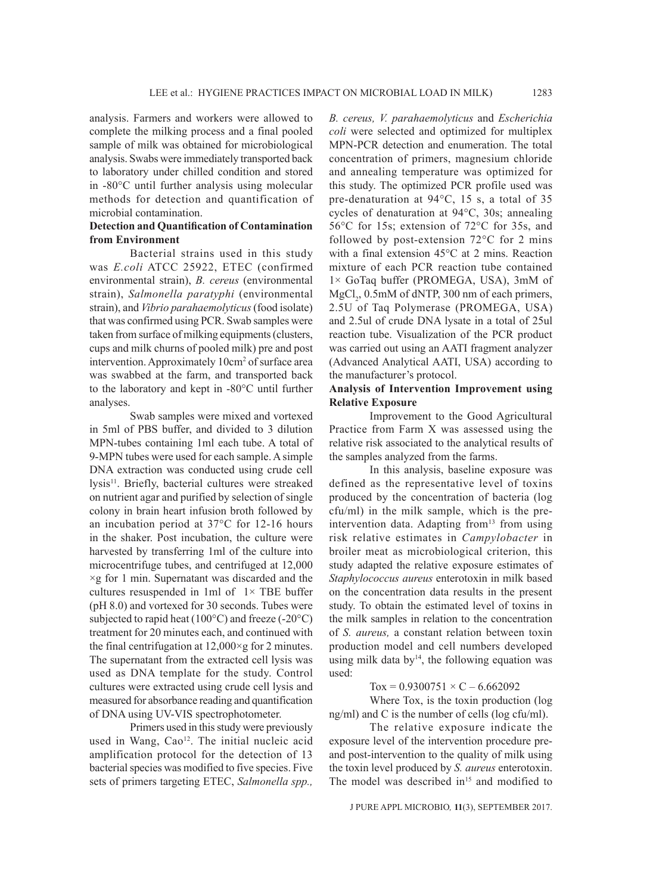analysis. Farmers and workers were allowed to complete the milking process and a final pooled sample of milk was obtained for microbiological analysis. Swabs were immediately transported back to laboratory under chilled condition and stored in -80°C until further analysis using molecular methods for detection and quantification of microbial contamination.

### Detection and Quantification of Contamination from Environment

Bacterial strains used in this study was *E.coli* ATCC 25922, ETEC (confirmed environmental strain), *B. cereus* (environmental strain), *Salmonella paratyphi* (environmental strain), and *Vibrio parahaemolyticus* (food isolate) that was confirmed using PCR. Swab samples were taken from surface of milking equipments (clusters, cups and milk churns of pooled milk) pre and post intervention. Approximately 10cm$^2$ of surface area was swabbed at the farm, and transported back to the laboratory and kept in -80°C until further analyses.

Swab samples were mixed and vortexed in 5ml of PBS buffer, and divided to 3 dilution MPN-tubes containing 1ml each tube. A total of 9-MPN tubes were used for each sample. A simple DNA extraction was conducted using crude cell lysis[11]. Briefly, bacterial cultures were streaked on nutrient agar and purified by selection of single colony in brain heart infusion broth followed by an incubation period at 37°C for 12-16 hours in the shaker. Post incubation, the culture were harvested by transferring 1ml of the culture into microcentrifuge tubes, and centrifuged at 12,000 ×g for 1 min. Supernatant was discarded and the cultures resuspended in 1ml of 1× TBE buffer (pH 8.0) and vortexed for 30 seconds. Tubes were subjected to rapid heat (100°C) and freeze (-20°C) treatment for 20 minutes each, and continued with the final centrifugation at 12,000×g for 2 minutes. The supernatant from the extracted cell lysis was used as DNA template for the study. Control cultures were extracted using crude cell lysis and measured for absorbance reading and quantification of DNA using UV-VIS spectrophotometer.

Primers used in this study were previously used in Wang, Cao[12]. The initial nucleic acid amplification protocol for the detection of 13 bacterial species was modified to five species. Five sets of primers targeting ETEC, *Salmonella spp., B. cereus, V. parahaemolyticus* and *Escherichia coli* were selected and optimized for multiplex MPN-PCR detection and enumeration. The total concentration of primers, magnesium chloride and annealing temperature was optimized for this study. The optimized PCR profile used was pre-denaturation at 94°C, 15 s, a total of 35 cycles of denaturation at 94°C, 30s; annealing 56°C for 15s; extension of 72°C for 35s, and followed by post-extension 72°C for 2 mins with a final extension 45°C at 2 mins. Reaction mixture of each PCR reaction tube contained 1× GoTaq buffer (PROMEGA, USA), 3mM of $MgCl_2$, 0.5mM of dNTP, 300 nm of each primers, 2.5U of Taq Polymerase (PROMEGA, USA) and 2.5ul of crude DNA lysate in a total of 25ul reaction tube. Visualization of the PCR product was carried out using an AATI fragment analyzer (Advanced Analytical AATI, USA) according to the manufacturer's protocol.

### Analysis of Intervention Improvement using Relative Exposure

Improvement to the Good Agricultural Practice from Farm X was assessed using the relative risk associated to the analytical results of the samples analyzed from the farms.

In this analysis, baseline exposure was defined as the representative level of toxins produced by the concentration of bacteria (log cfu/ml) in the milk sample, which is the pre-intervention data. Adapting from[13] from using risk relative estimates in *Campylobacter* in broiler meat as microbiological criterion, this study adapted the relative exposure estimates of *Staphylococcus aureus* enterotoxin in milk based on the concentration data results in the present study. To obtain the estimated level of toxins in the milk samples in relation to the concentration of *S. aureus,* a constant relation between toxin production model and cell numbers developed using milk data by[14], the following equation was used:

$$Tox = 0.9300751 \times C - 6.662092$$

Where Tox, is the toxin production (log ng/ml) and C is the number of cells (log cfu/ml).

The relative exposure indicate the exposure level of the intervention procedure pre- and post-intervention to the quality of milk using the toxin level produced by *S. aureus* enterotoxin. The model was described in[15] and modified to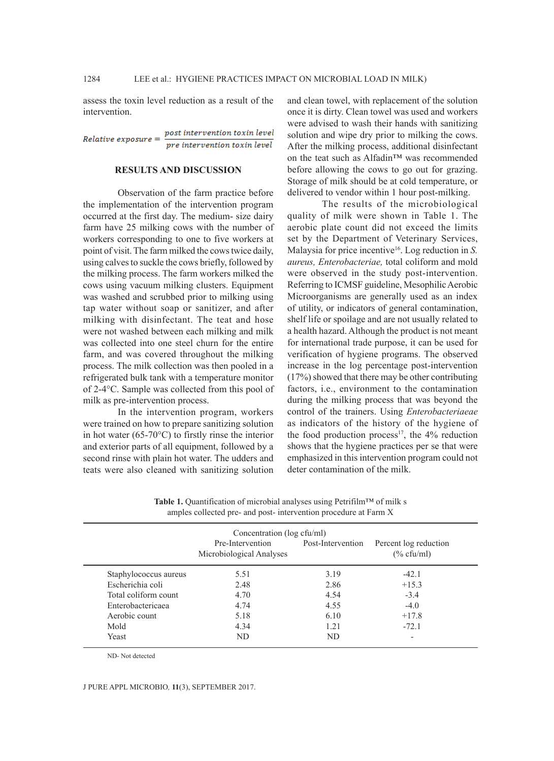assess the toxin level reduction as a result of the intervention.

$$Relative\ exposure = \frac{post\ intervention\ toxin\ level}{pre\ intervention\ toxin\ level}$$

## RESULTS AND DISCUSSION

Observation of the farm practice before the implementation of the intervention program occurred at the first day. The medium- size dairy farm have 25 milking cows with the number of workers corresponding to one to five workers at point of visit. The farm milked the cows twice daily, using calves to suckle the cows briefly, followed by the milking process. The farm workers milked the cows using vacuum milking clusters. Equipment was washed and scrubbed prior to milking using tap water without soap or sanitizer, and after milking with disinfectant. The teat and hose were not washed between each milking and milk was collected into one steel churn for the entire farm, and was covered throughout the milking process. The milk collection was then pooled in a refrigerated bulk tank with a temperature monitor of 2-4°C. Sample was collected from this pool of milk as pre-intervention process.

In the intervention program, workers were trained on how to prepare sanitizing solution in hot water (65-70°C) to firstly rinse the interior and exterior parts of all equipment, followed by a second rinse with plain hot water. The udders and teats were also cleaned with sanitizing solution and clean towel, with replacement of the solution once it is dirty. Clean towel was used and workers were advised to wash their hands with sanitizing solution and wipe dry prior to milking the cows. After the milking process, additional disinfectant on the teat such as Alfadin™ was recommended before allowing the cows to go out for grazing. Storage of milk should be at cold temperature, or delivered to vendor within 1 hour post-milking.

The results of the microbiological quality of milk were shown in Table 1. The aerobic plate count did not exceed the limits set by the Department of Veterinary Services, Malaysia for price incentive[16]. Log reduction in *S. aureus, Enterobacteriae,* total coliform and mold were observed in the study post-intervention. Referring to ICMSF guideline, Mesophilic Aerobic Microorganisms are generally used as an index of utility, or indicators of general contamination, shelf life or spoilage and are not usually related to a health hazard. Although the product is not meant for international trade purpose, it can be used for verification of hygiene programs. The observed increase in the log percentage post-intervention (17%) showed that there may be other contributing factors, i.e., environment to the contamination during the milking process that was beyond the control of the trainers. Using *Enterobacteriaeae* as indicators of the history of the hygiene of the food production process[17], the 4% reduction shows that the hygiene practices per se that were emphasized in this intervention program could not deter contamination of the milk.

**Table 1.** Quantification of microbial analyses using Petrifilm™ of milk s amples collected pre- and post- intervention procedure at Farm X

| | Concentration (log cfu/ml) Pre-Intervention Microbiological Analyses | Post-Intervention | Percent log reduction (% cfu/ml) |
|---|---|---|---|
| Staphylococcus aureus | 5.51 | 3.19 | -42.1 |
| Escherichia coli | 2.48 | 2.86 | +15.3 |
| Total coliform count | 4.70 | 4.54 | -3.4 |
| Enterobactericaea | 4.74 | 4.55 | -4.0 |
| Aerobic count | 5.18 | 6.10 | +17.8 |
| Mold | 4.34 | 1.21 | -72.1 |
| Yeast | ND | ND | - |

ND- Not detected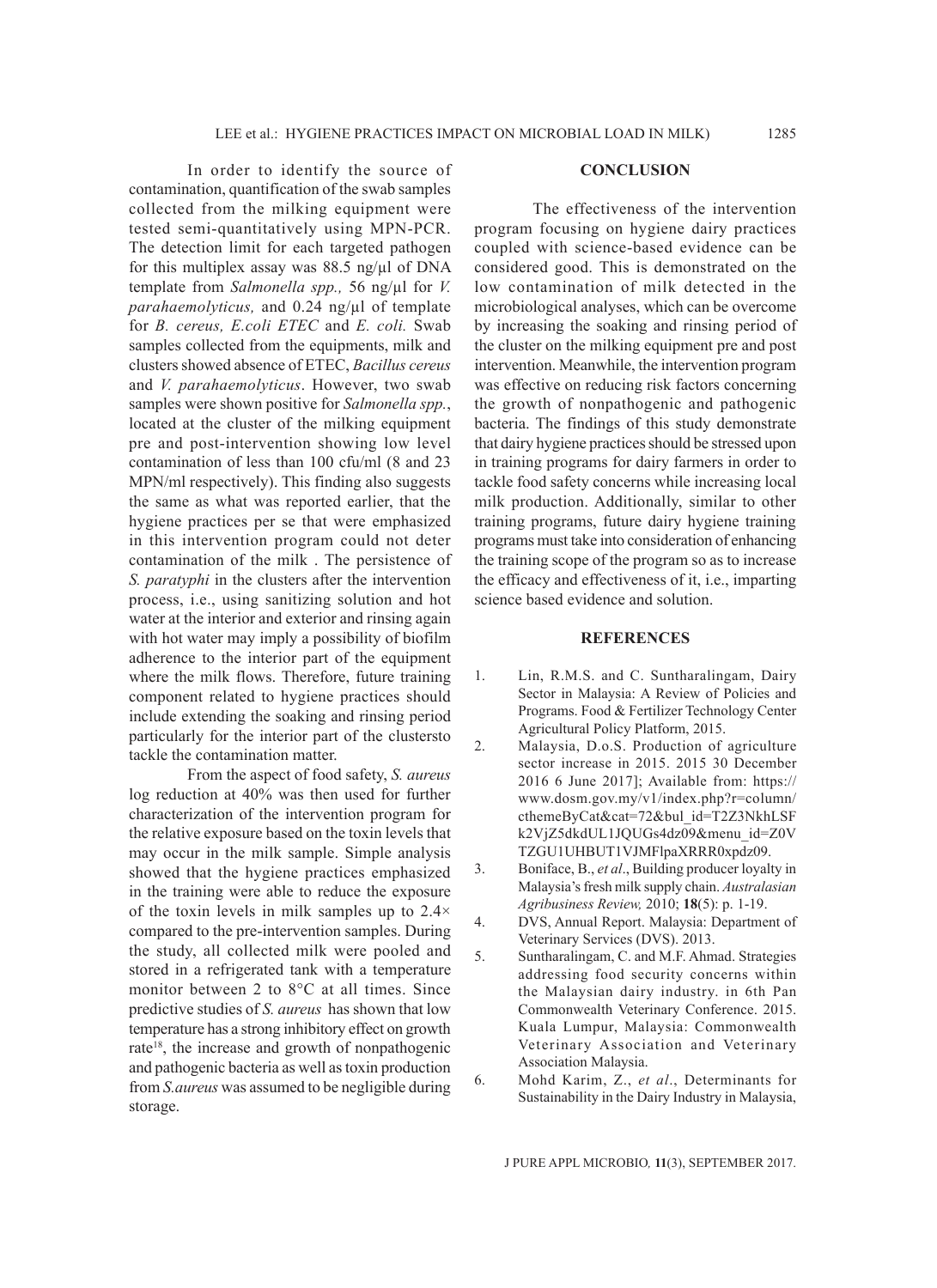In order to identify the source of contamination, quantification of the swab samples collected from the milking equipment were tested semi-quantitatively using MPN-PCR. The detection limit for each targeted pathogen for this multiplex assay was 88.5 ng/µl of DNA template from *Salmonella spp.,* 56 ng/µl for *V. parahaemolyticus,* and 0.24 ng/µl of template for *B. cereus, E.coli ETEC* and *E. coli.* Swab samples collected from the equipments, milk and clusters showed absence of ETEC, *Bacillus cereus* and *V. parahaemolyticus*. However, two swab samples were shown positive for *Salmonella spp.*, located at the cluster of the milking equipment pre and post-intervention showing low level contamination of less than 100 cfu/ml (8 and 23 MPN/ml respectively). This finding also suggests the same as what was reported earlier, that the hygiene practices per se that were emphasized in this intervention program could not deter contamination of the milk . The persistence of *S. paratyphi* in the clusters after the intervention process, i.e., using sanitizing solution and hot water at the interior and exterior and rinsing again with hot water may imply a possibility of biofilm adherence to the interior part of the equipment where the milk flows. Therefore, future training component related to hygiene practices should include extending the soaking and rinsing period particularly for the interior part of the clustersto tackle the contamination matter.

From the aspect of food safety, *S. aureus* log reduction at 40% was then used for further characterization of the intervention program for the relative exposure based on the toxin levels that may occur in the milk sample. Simple analysis showed that the hygiene practices emphasized in the training were able to reduce the exposure of the toxin levels in milk samples up to 2.4× compared to the pre-intervention samples. During the study, all collected milk were pooled and stored in a refrigerated tank with a temperature monitor between 2 to 8°C at all times. Since predictive studies of *S. aureus* has shown that low temperature has a strong inhibitory effect on growth rate[18], the increase and growth of nonpathogenic and pathogenic bacteria as well as toxin production from *S.aureus* was assumed to be negligible during storage.

## CONCLUSION

The effectiveness of the intervention program focusing on hygiene dairy practices coupled with science-based evidence can be considered good. This is demonstrated on the low contamination of milk detected in the microbiological analyses, which can be overcome by increasing the soaking and rinsing period of the cluster on the milking equipment pre and post intervention. Meanwhile, the intervention program was effective on reducing risk factors concerning the growth of nonpathogenic and pathogenic bacteria. The findings of this study demonstrate that dairy hygiene practices should be stressed upon in training programs for dairy farmers in order to tackle food safety concerns while increasing local milk production. Additionally, similar to other training programs, future dairy hygiene training programs must take into consideration of enhancing the training scope of the program so as to increase the efficacy and effectiveness of it, i.e., imparting science based evidence and solution.

## REFERENCES

1. Lin, R.M.S. and C. Suntharalingam, Dairy Sector in Malaysia: A Review of Policies and Programs. Food & Fertilizer Technology Center Agricultural Policy Platform, 2015.
2. Malaysia, D.o.S. Production of agriculture sector increase in 2015. 2015 30 December 2016 6 June 2017]; Available from: https://www.dosm.gov.my/v1/index.php?r=column/cthemeByCat&cat=72&bul_id=T2Z3NkhLSFk2VjZ5dkdUL1JQUGs4dz09&menu_id=Z0VTZGU1UHBUT1VJMFlpaXRRR0xpdz09.
3. Boniface, B., *et al*., Building producer loyalty in Malaysia's fresh milk supply chain. *Australasian Agribusiness Review,* 2010; **18**(5): p. 1-19.
4. DVS, Annual Report. Malaysia: Department of Veterinary Services (DVS). 2013.
5. Suntharalingam, C. and M.F. Ahmad. Strategies addressing food security concerns within the Malaysian dairy industry. in 6th Pan Commonwealth Veterinary Conference. 2015. Kuala Lumpur, Malaysia: Commonwealth Veterinary Association and Veterinary Association Malaysia.
6. Mohd Karim, Z., *et al*., Determinants for Sustainability in the Dairy Industry in Malaysia,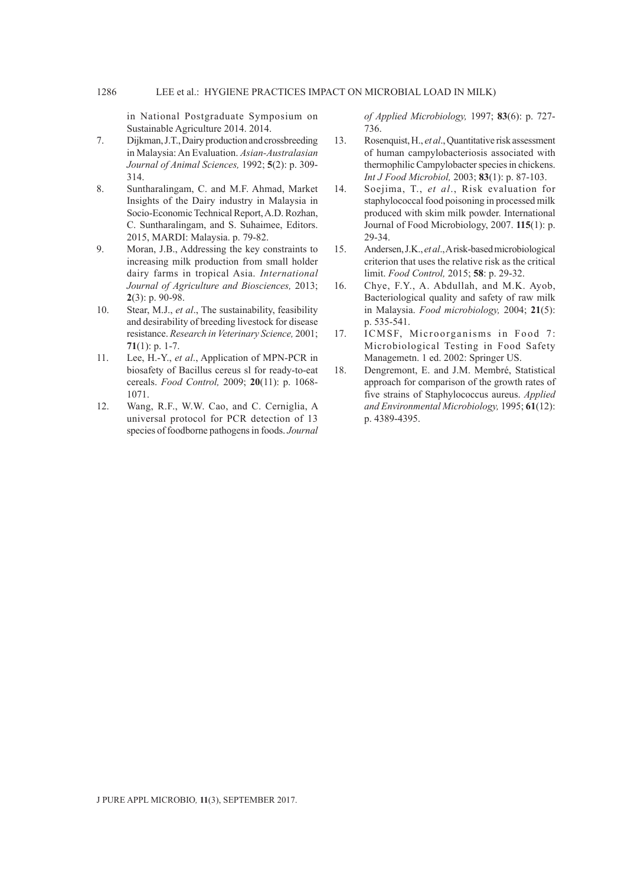in National Postgraduate Symposium on Sustainable Agriculture 2014. 2014.

7. Dijkman, J.T., Dairy production and crossbreeding in Malaysia: An Evaluation. *Asian-Australasian Journal of Animal Sciences,* 1992; **5**(2): p. 309-314.
8. Suntharalingam, C. and M.F. Ahmad, Market Insights of the Dairy industry in Malaysia in Socio-Economic Technical Report, A.D. Rozhan, C. Suntharalingam, and S. Suhaimee, Editors. 2015, MARDI: Malaysia. p. 79-82.
9. Moran, J.B., Addressing the key constraints to increasing milk production from small holder dairy farms in tropical Asia. *International Journal of Agriculture and Biosciences,* 2013; **2**(3): p. 90-98.
10. Stear, M.J., *et al*., The sustainability, feasibility and desirability of breeding livestock for disease resistance. *Research in Veterinary Science,* 2001; **71**(1): p. 1-7.
11. Lee, H.-Y., *et al*., Application of MPN-PCR in biosafety of Bacillus cereus sl for ready-to-eat cereals. *Food Control,* 2009; **20**(11): p. 1068-1071.
12. Wang, R.F., W.W. Cao, and C. Cerniglia, A universal protocol for PCR detection of 13 species of foodborne pathogens in foods. *Journal of Applied Microbiology,* 1997; **83**(6): p. 727-736.
13. Rosenquist, H., *et al*., Quantitative risk assessment of human campylobacteriosis associated with thermophilic Campylobacter species in chickens. *Int J Food Microbiol,* 2003; **83**(1): p. 87-103.
14. Soejima, T., *et al*., Risk evaluation for staphylococcal food poisoning in processed milk produced with skim milk powder. International Journal of Food Microbiology, 2007. **115**(1): p. 29-34.
15. Andersen, J.K., *et al*., A risk-based microbiological criterion that uses the relative risk as the critical limit. *Food Control,* 2015; **58**: p. 29-32.
16. Chye, F.Y., A. Abdullah, and M.K. Ayob, Bacteriological quality and safety of raw milk in Malaysia. *Food microbiology,* 2004; **21**(5): p. 535-541.
17. ICMSF, Microorganisms in Food 7: Microbiological Testing in Food Safety Managemetn. 1 ed. 2002: Springer US.
18. Dengremont, E. and J.M. Membré, Statistical approach for comparison of the growth rates of five strains of Staphylococcus aureus. *Applied and Environmental Microbiology,* 1995; **61**(12): p. 4389-4395.